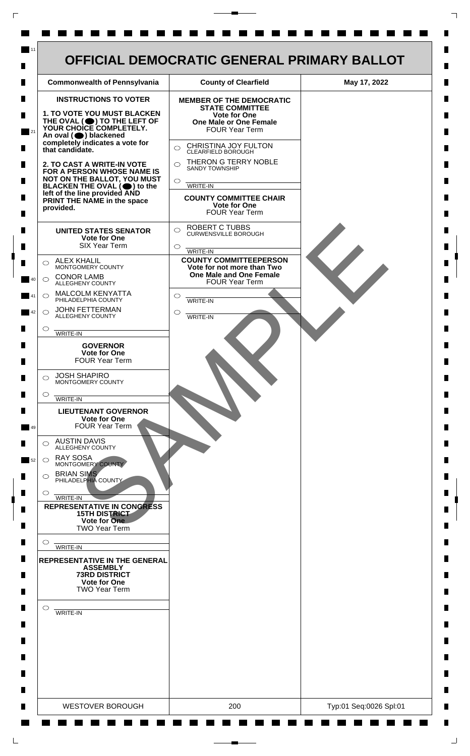# OFFICIAL DEMOCRATIC GENERAL PRIMARY BALLOT

| Commonwealth of Pennsylvania | County of Clearfield | May 17, 2022 |
| --- | --- | --- |

## INSTRUCTIONS TO VOTER

**1. TO VOTE YOU MUST BLACKEN THE OVAL (⬬) TO THE LEFT OF YOUR CHOICE COMPLETELY.** An oval (⬬) blackened completely indicates a vote for that candidate.

**2. TO CAST A WRITE-IN VOTE FOR A PERSON WHOSE NAME IS NOT ON THE BALLOT, YOU MUST BLACKEN THE OVAL (⬬) to the left of the line provided AND PRINT THE NAME in the space provided.**

### UNITED STATES SENATOR
**Vote for One**
SIX Year Term

- ○ ALEX KHALIL — MONTGOMERY COUNTY
- ○ CONOR LAMB — ALLEGHENY COUNTY
- ○ MALCOLM KENYATTA — PHILADELPHIA COUNTY
- ○ JOHN FETTERMAN — ALLEGHENY COUNTY
- ○ ______ WRITE-IN

### GOVERNOR
**Vote for One**
FOUR Year Term

- ○ JOSH SHAPIRO — MONTGOMERY COUNTY
- ○ ______ WRITE-IN

### LIEUTENANT GOVERNOR
**Vote for One**
FOUR Year Term

- ○ AUSTIN DAVIS — ALLEGHENY COUNTY
- ○ RAY SOSA — MONTGOMERY COUNTY
- ○ BRIAN SIMS — PHILADELPHIA COUNTY
- ○ ______ WRITE-IN

### REPRESENTATIVE IN CONGRESS
**15TH DISTRICT**
**Vote for One**
TWO Year Term

- ○ ______ WRITE-IN

### REPRESENTATIVE IN THE GENERAL ASSEMBLY
**73RD DISTRICT**
**Vote for One**
TWO Year Term

- ○ ______ WRITE-IN

### MEMBER OF THE DEMOCRATIC STATE COMMITTEE
**Vote for One**
**One Male or One Female**
FOUR Year Term

- ○ CHRISTINA JOY FULTON — CLEARFIELD BOROUGH
- ○ THERON G TERRY NOBLE — SANDY TOWNSHIP
- ○ ______ WRITE-IN

### COUNTY COMMITTEE CHAIR
**Vote for One**
FOUR Year Term

- ○ ROBERT C TUBBS — CURWENSVILLE BOROUGH
- ○ ______ WRITE-IN

### COUNTY COMMITTEEPERSON
**Vote for not more than Two**
**One Male and One Female**
FOUR Year Term

- ○ ______ WRITE-IN
- ○ ______ WRITE-IN

SAMPLE

| WESTOVER BOROUGH | 200 | Typ:01 Seq:0026 Spl:01 |
| --- | --- | --- |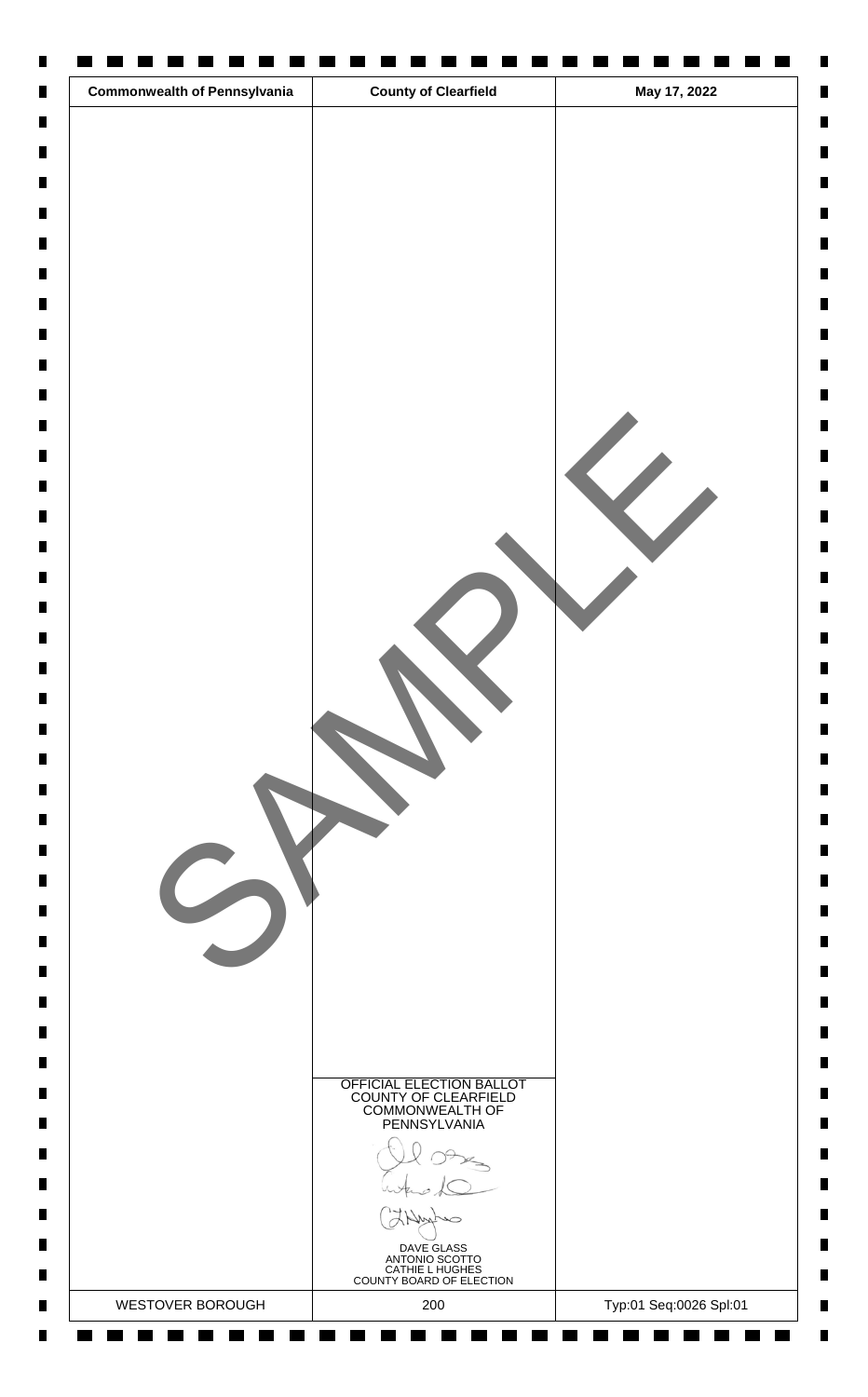| Commonwealth of Pennsylvania | County of Clearfield | May 17, 2022 |
| --- | --- | --- |
| | OFFICIAL ELECTION BALLOT COUNTY OF CLEARFIELD COMMONWEALTH OF PENNSYLVANIA<br>DAVE GLASS<br>ANTONIO SCOTTO<br>CATHIE L HUGHES<br>COUNTY BOARD OF ELECTION | |
| WESTOVER BOROUGH | 200 | Typ:01 Seq:0026 Spl:01 |

SAMPLE